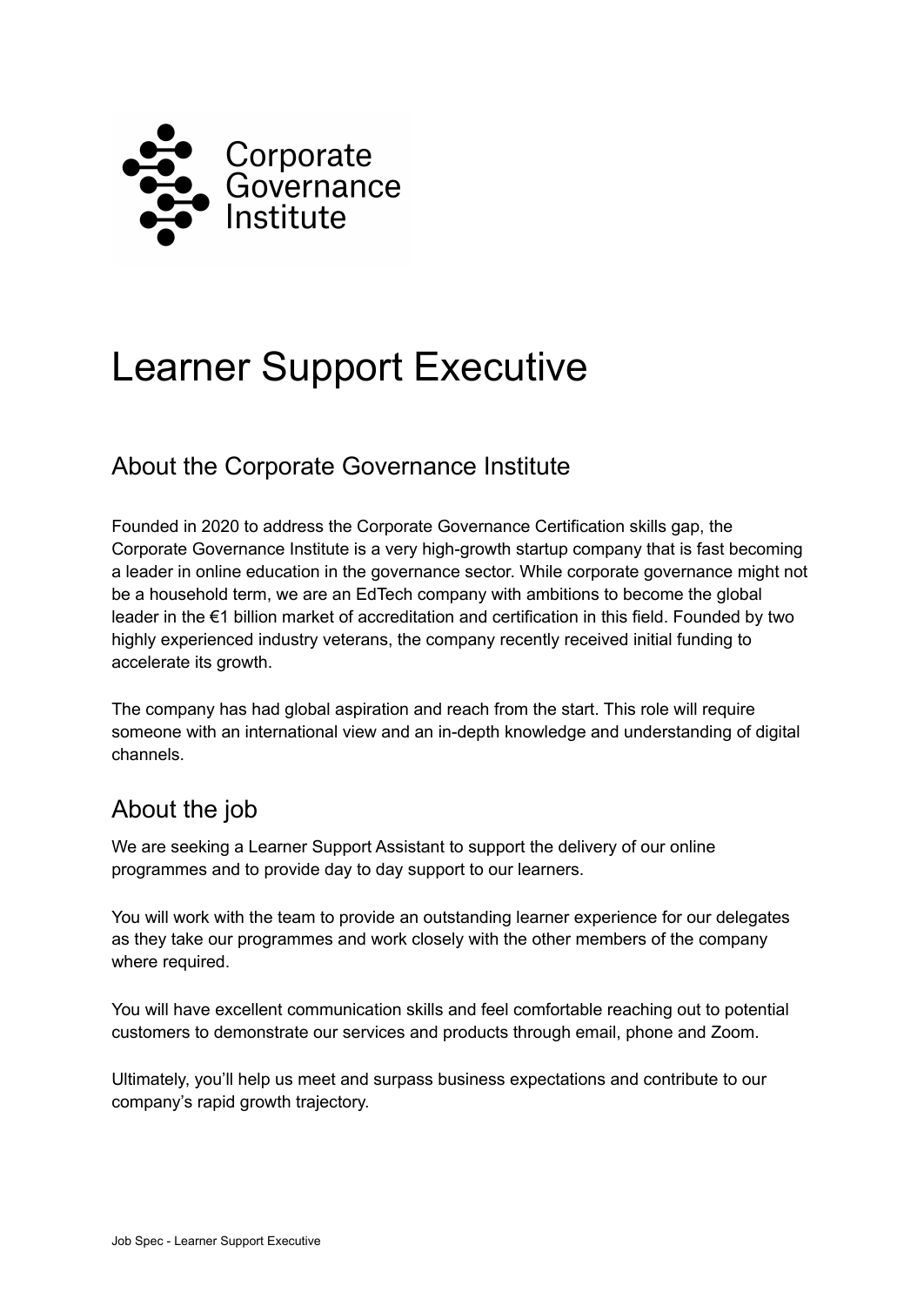Corporate Governance Institute

# Learner Support Executive

## About the Corporate Governance Institute

Founded in 2020 to address the Corporate Governance Certification skills gap, the Corporate Governance Institute is a very high-growth startup company that is fast becoming a leader in online education in the governance sector. While corporate governance might not be a household term, we are an EdTech company with ambitions to become the global leader in the €1 billion market of accreditation and certification in this field. Founded by two highly experienced industry veterans, the company recently received initial funding to accelerate its growth.

The company has had global aspiration and reach from the start. This role will require someone with an international view and an in-depth knowledge and understanding of digital channels.

## About the job

We are seeking a Learner Support Assistant to support the delivery of our online programmes and to provide day to day support to our learners.

You will work with the team to provide an outstanding learner experience for our delegates as they take our programmes and work closely with the other members of the company where required.

You will have excellent communication skills and feel comfortable reaching out to potential customers to demonstrate our services and products through email, phone and Zoom.

Ultimately, you'll help us meet and surpass business expectations and contribute to our company's rapid growth trajectory.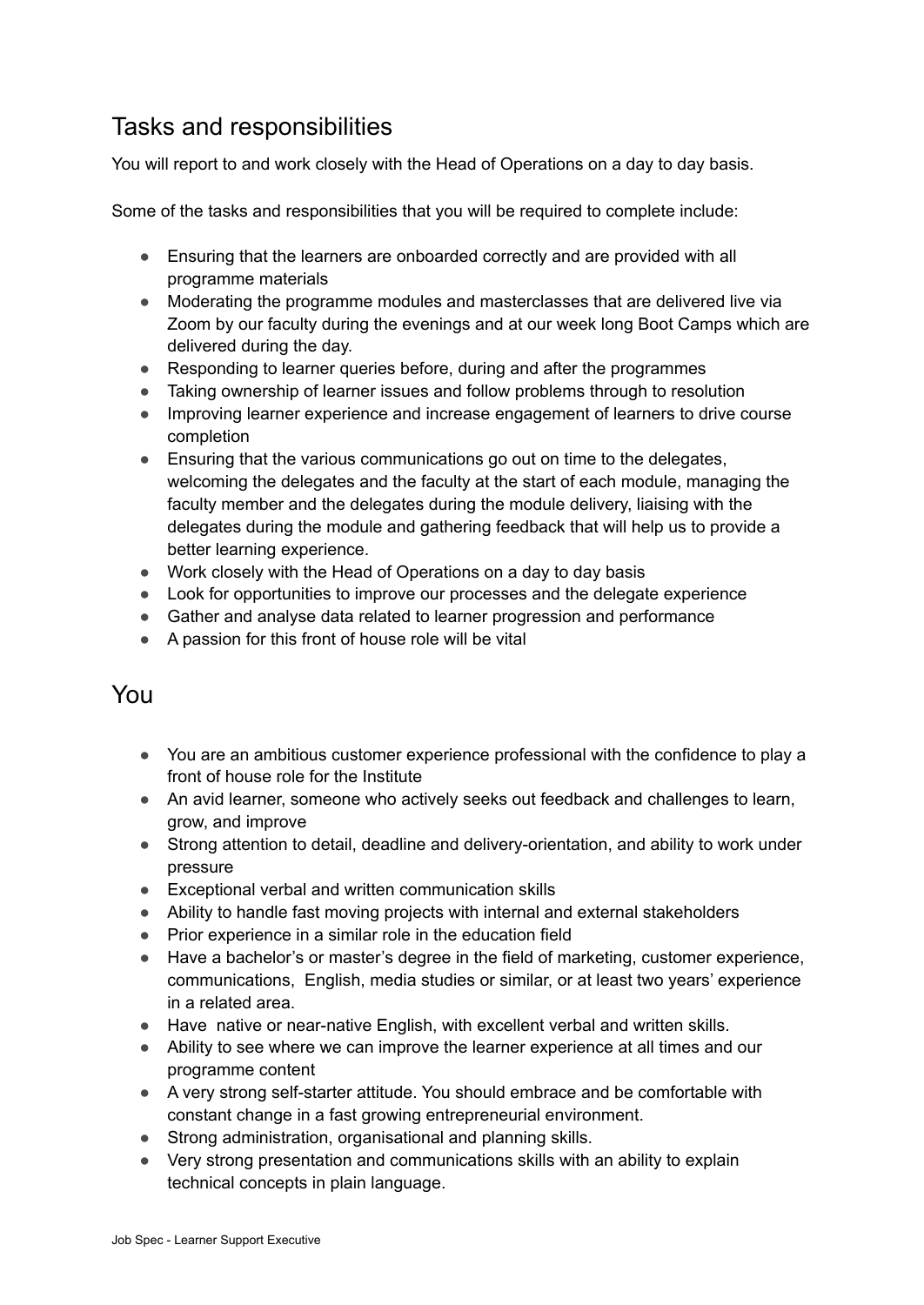## Tasks and responsibilities

You will report to and work closely with the Head of Operations on a day to day basis.

Some of the tasks and responsibilities that you will be required to complete include:

- Ensuring that the learners are onboarded correctly and are provided with all programme materials
- Moderating the programme modules and masterclasses that are delivered live via Zoom by our faculty during the evenings and at our week long Boot Camps which are delivered during the day.
- Responding to learner queries before, during and after the programmes
- Taking ownership of learner issues and follow problems through to resolution
- Improving learner experience and increase engagement of learners to drive course completion
- Ensuring that the various communications go out on time to the delegates, welcoming the delegates and the faculty at the start of each module, managing the faculty member and the delegates during the module delivery, liaising with the delegates during the module and gathering feedback that will help us to provide a better learning experience.
- Work closely with the Head of Operations on a day to day basis
- Look for opportunities to improve our processes and the delegate experience
- Gather and analyse data related to learner progression and performance
- A passion for this front of house role will be vital

## You

- You are an ambitious customer experience professional with the confidence to play a front of house role for the Institute
- An avid learner, someone who actively seeks out feedback and challenges to learn, grow, and improve
- Strong attention to detail, deadline and delivery-orientation, and ability to work under pressure
- Exceptional verbal and written communication skills
- Ability to handle fast moving projects with internal and external stakeholders
- Prior experience in a similar role in the education field
- Have a bachelor's or master's degree in the field of marketing, customer experience, communications, English, media studies or similar, or at least two years' experience in a related area.
- Have native or near-native English, with excellent verbal and written skills.
- Ability to see where we can improve the learner experience at all times and our programme content
- A very strong self-starter attitude. You should embrace and be comfortable with constant change in a fast growing entrepreneurial environment.
- Strong administration, organisational and planning skills.
- Very strong presentation and communications skills with an ability to explain technical concepts in plain language.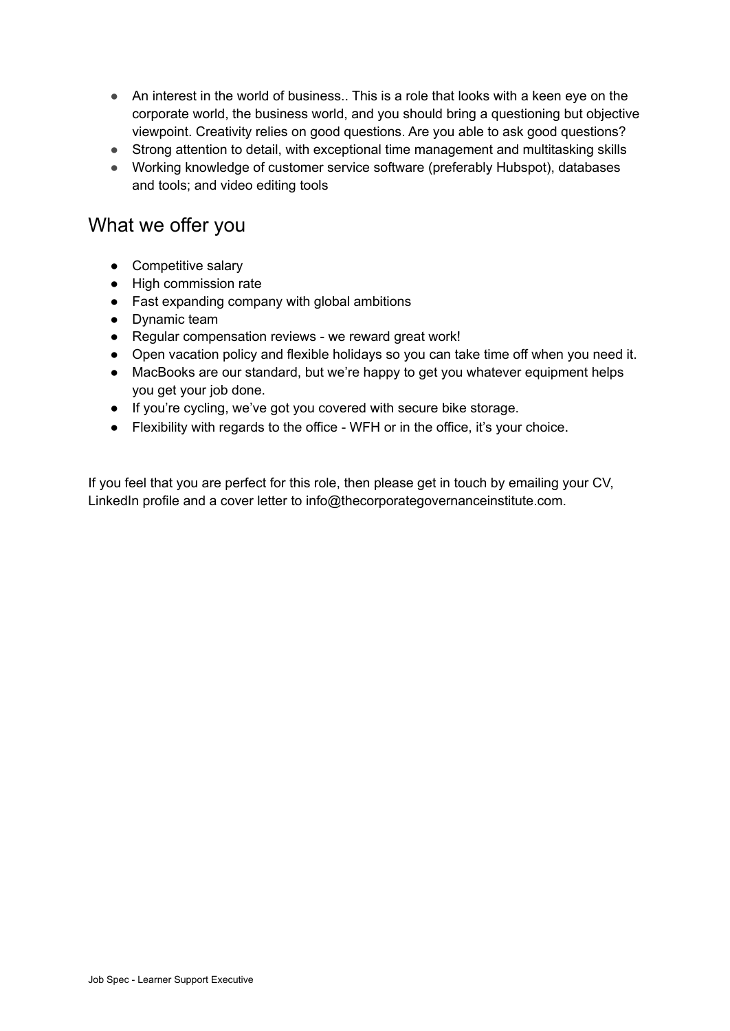- An interest in the world of business.. This is a role that looks with a keen eye on the corporate world, the business world, and you should bring a questioning but objective viewpoint. Creativity relies on good questions. Are you able to ask good questions?
- Strong attention to detail, with exceptional time management and multitasking skills
- Working knowledge of customer service software (preferably Hubspot), databases and tools; and video editing tools

## What we offer you

- Competitive salary
- High commission rate
- Fast expanding company with global ambitions
- Dynamic team
- Regular compensation reviews - we reward great work!
- Open vacation policy and flexible holidays so you can take time off when you need it.
- MacBooks are our standard, but we're happy to get you whatever equipment helps you get your job done.
- If you're cycling, we've got you covered with secure bike storage.
- Flexibility with regards to the office - WFH or in the office, it's your choice.

If you feel that you are perfect for this role, then please get in touch by emailing your CV, LinkedIn profile and a cover letter to info@thecorporategovernanceinstitute.com.